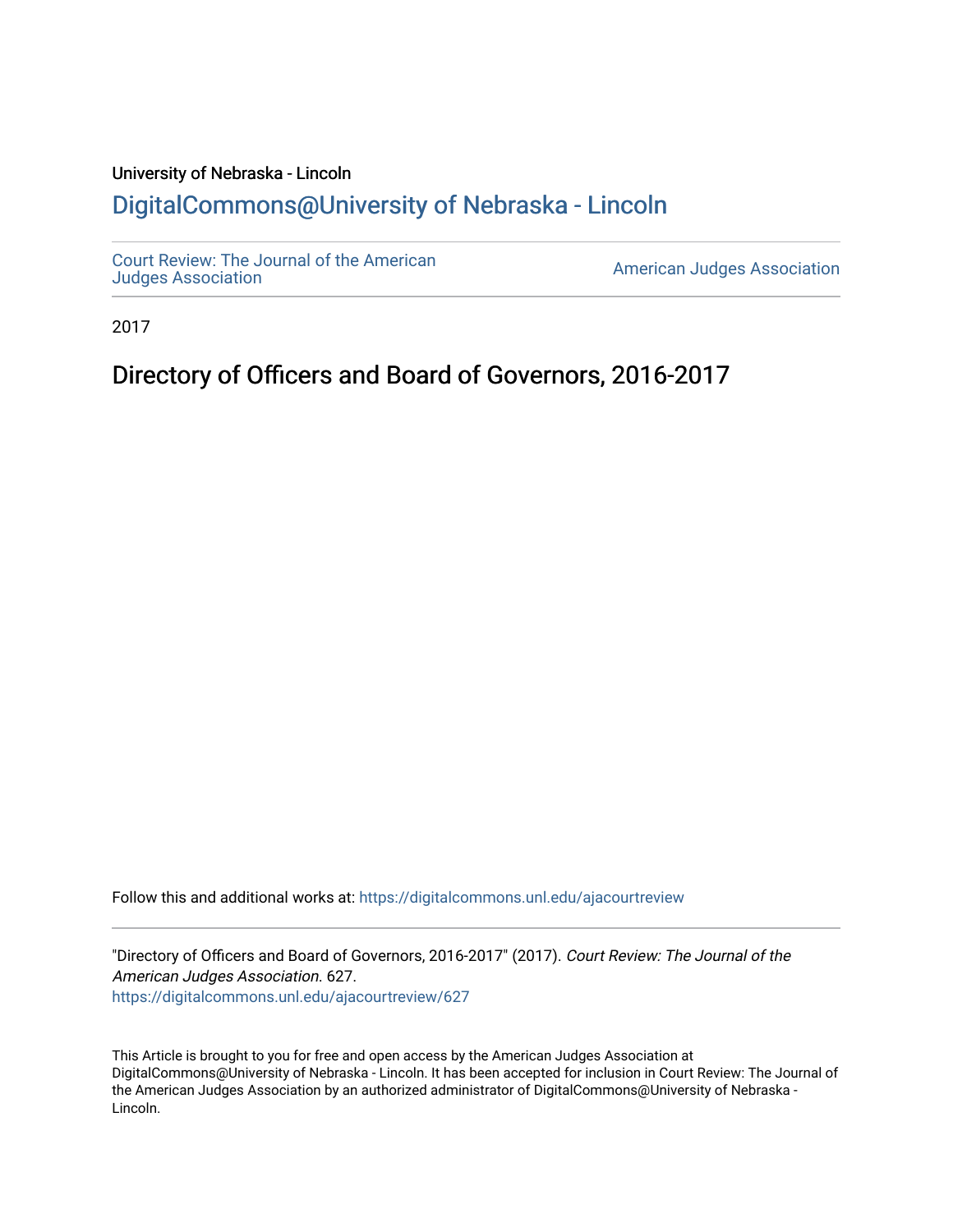University of Nebraska - Lincoln

## DigitalCommons@University of Nebraska - Lincoln

Court Review: The Journal of the American Judges Association | American Judges Association

2017

# Directory of Officers and Board of Governors, 2016-2017

Follow this and additional works at: https://digitalcommons.unl.edu/ajacourtreview

"Directory of Officers and Board of Governors, 2016-2017" (2017). *Court Review: The Journal of the American Judges Association*. 627.
https://digitalcommons.unl.edu/ajacourtreview/627

This Article is brought to you for free and open access by the American Judges Association at DigitalCommons@University of Nebraska - Lincoln. It has been accepted for inclusion in Court Review: The Journal of the American Judges Association by an authorized administrator of DigitalCommons@University of Nebraska - Lincoln.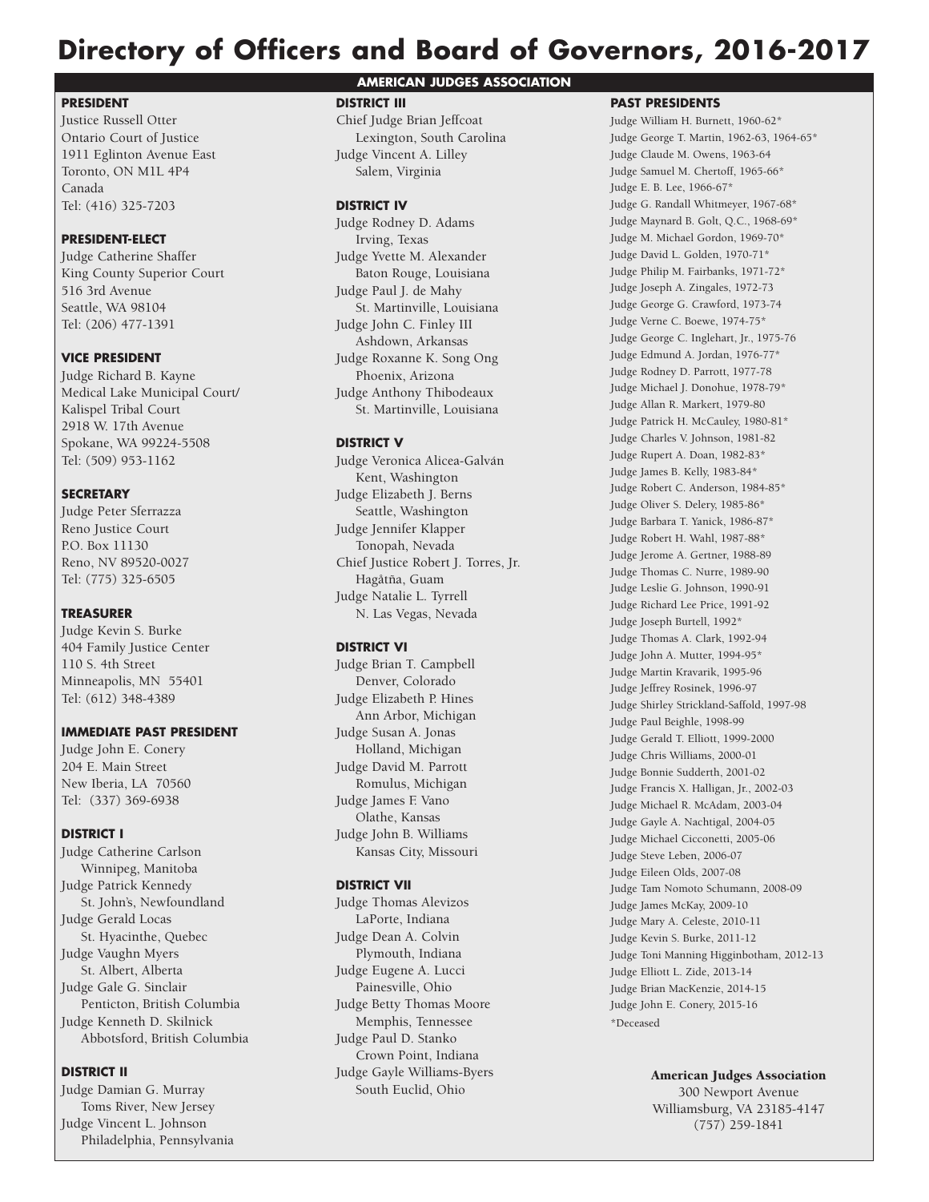# Directory of Officers and Board of Governors, 2016-2017

## AMERICAN JUDGES ASSOCIATION

### PRESIDENT

Justice Russell Otter
Ontario Court of Justice
1911 Eglinton Avenue East
Toronto, ON M1L 4P4
Canada
Tel: (416) 325-7203

### PRESIDENT-ELECT

Judge Catherine Shaffer
King County Superior Court
516 3rd Avenue
Seattle, WA 98104
Tel: (206) 477-1391

### VICE PRESIDENT

Judge Richard B. Kayne
Medical Lake Municipal Court/
Kalispel Tribal Court
2918 W. 17th Avenue
Spokane, WA 99224-5508
Tel: (509) 953-1162

### SECRETARY

Judge Peter Sferrazza
Reno Justice Court
P.O. Box 11130
Reno, NV 89520-0027
Tel: (775) 325-6505

### TREASURER

Judge Kevin S. Burke
404 Family Justice Center
110 S. 4th Street
Minneapolis, MN 55401
Tel: (612) 348-4389

### IMMEDIATE PAST PRESIDENT

Judge John E. Conery
204 E. Main Street
New Iberia, LA 70560
Tel: (337) 369-6938

### DISTRICT I

Judge Catherine Carlson
Winnipeg, Manitoba
Judge Patrick Kennedy
St. John's, Newfoundland
Judge Gerald Locas
St. Hyacinthe, Quebec
Judge Vaughn Myers
St. Albert, Alberta
Judge Gale G. Sinclair
Penticton, British Columbia
Judge Kenneth D. Skilnick
Abbotsford, British Columbia

### DISTRICT II

Judge Damian G. Murray
Toms River, New Jersey
Judge Vincent L. Johnson
Philadelphia, Pennsylvania

### DISTRICT III

Chief Judge Brian Jeffcoat
Lexington, South Carolina
Judge Vincent A. Lilley
Salem, Virginia

### DISTRICT IV

Judge Rodney D. Adams
Irving, Texas
Judge Yvette M. Alexander
Baton Rouge, Louisiana
Judge Paul J. de Mahy
St. Martinville, Louisiana
Judge John C. Finley III
Ashdown, Arkansas
Judge Roxanne K. Song Ong
Phoenix, Arizona
Judge Anthony Thibodeaux
St. Martinville, Louisiana

### DISTRICT V

Judge Veronica Alicea-Galván
Kent, Washington
Judge Elizabeth J. Berns
Seattle, Washington
Judge Jennifer Klapper
Tonopah, Nevada
Chief Justice Robert J. Torres, Jr.
Hagåtña, Guam
Judge Natalie L. Tyrrell
N. Las Vegas, Nevada

### DISTRICT VI

Judge Brian T. Campbell
Denver, Colorado
Judge Elizabeth P. Hines
Ann Arbor, Michigan
Judge Susan A. Jonas
Holland, Michigan
Judge David M. Parrott
Romulus, Michigan
Judge James F. Vano
Olathe, Kansas
Judge John B. Williams
Kansas City, Missouri

### DISTRICT VII

Judge Thomas Alevizos
LaPorte, Indiana
Judge Dean A. Colvin
Plymouth, Indiana
Judge Eugene A. Lucci
Painesville, Ohio
Judge Betty Thomas Moore
Memphis, Tennessee
Judge Paul D. Stanko
Crown Point, Indiana
Judge Gayle Williams-Byers
South Euclid, Ohio

### PAST PRESIDENTS

Judge William H. Burnett, 1960-62*
Judge George T. Martin, 1962-63, 1964-65*
Judge Claude M. Owens, 1963-64
Judge Samuel M. Chertoff, 1965-66*
Judge E. B. Lee, 1966-67*
Judge G. Randall Whitmeyer, 1967-68*
Judge Maynard B. Golt, Q.C., 1968-69*
Judge M. Michael Gordon, 1969-70*
Judge David L. Golden, 1970-71*
Judge Philip M. Fairbanks, 1971-72*
Judge Joseph A. Zingales, 1972-73
Judge George G. Crawford, 1973-74
Judge Verne C. Boewe, 1974-75*
Judge George C. Inglehart, Jr., 1975-76
Judge Edmund A. Jordan, 1976-77*
Judge Rodney D. Parrott, 1977-78
Judge Michael J. Donohue, 1978-79*
Judge Allan R. Markert, 1979-80
Judge Patrick H. McCauley, 1980-81*
Judge Charles V. Johnson, 1981-82
Judge Rupert A. Doan, 1982-83*
Judge James B. Kelly, 1983-84*
Judge Robert C. Anderson, 1984-85*
Judge Oliver S. Delery, 1985-86*
Judge Barbara T. Yanick, 1986-87*
Judge Robert H. Wahl, 1987-88*
Judge Jerome A. Gertner, 1988-89
Judge Thomas C. Nurre, 1989-90
Judge Leslie G. Johnson, 1990-91
Judge Richard Lee Price, 1991-92
Judge Joseph Burtell, 1992*
Judge Thomas A. Clark, 1992-94
Judge John A. Mutter, 1994-95*
Judge Martin Kravarik, 1995-96
Judge Jeffrey Rosinek, 1996-97
Judge Shirley Strickland-Saffold, 1997-98
Judge Paul Beighle, 1998-99
Judge Gerald T. Elliott, 1999-2000
Judge Chris Williams, 2000-01
Judge Bonnie Sudderth, 2001-02
Judge Francis X. Halligan, Jr., 2002-03
Judge Michael R. McAdam, 2003-04
Judge Gayle A. Nachtigal, 2004-05
Judge Michael Cicconetti, 2005-06
Judge Steve Leben, 2006-07
Judge Eileen Olds, 2007-08
Judge Tam Nomoto Schumann, 2008-09
Judge James McKay, 2009-10
Judge Mary A. Celeste, 2010-11
Judge Kevin S. Burke, 2011-12
Judge Toni Manning Higginbotham, 2012-13
Judge Elliott L. Zide, 2013-14
Judge Brian MacKenzie, 2014-15
Judge John E. Conery, 2015-16
*Deceased

**American Judges Association**
300 Newport Avenue
Williamsburg, VA 23185-4147
(757) 259-1841